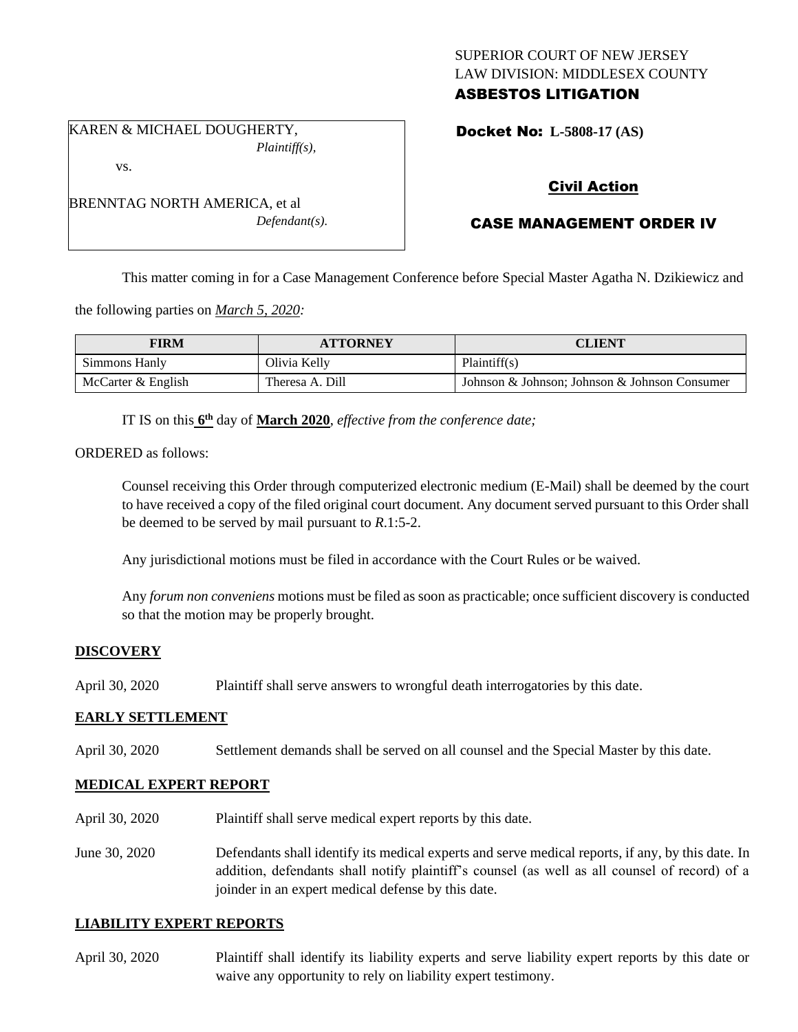SUPERIOR COURT OF NEW JERSEY
LAW DIVISION: MIDDLESEX COUNTY
**ASBESTOS LITIGATION**

KAREN & MICHAEL DOUGHERTY,
*Plaintiff(s),*

vs.

BRENNTAG NORTH AMERICA, et al
*Defendant(s).*

**Docket No: L-5808-17 (AS)**

**Civil Action**

**CASE MANAGEMENT ORDER IV**

This matter coming in for a Case Management Conference before Special Master Agatha N. Dzikiewicz and the following parties on *March 5, 2020:*

| FIRM | ATTORNEY | CLIENT |
|---|---|---|
| Simmons Hanly | Olivia Kelly | Plaintiff(s) |
| McCarter & English | Theresa A. Dill | Johnson & Johnson; Johnson & Johnson Consumer |

IT IS on this **6th** day of **March 2020**, *effective from the conference date;*

ORDERED as follows:

Counsel receiving this Order through computerized electronic medium (E-Mail) shall be deemed by the court to have received a copy of the filed original court document. Any document served pursuant to this Order shall be deemed to be served by mail pursuant to *R*.1:5-2.

Any jurisdictional motions must be filed in accordance with the Court Rules or be waived.

Any *forum non conveniens* motions must be filed as soon as practicable; once sufficient discovery is conducted so that the motion may be properly brought.

**DISCOVERY**

April 30, 2020 Plaintiff shall serve answers to wrongful death interrogatories by this date.

**EARLY SETTLEMENT**

April 30, 2020 Settlement demands shall be served on all counsel and the Special Master by this date.

**MEDICAL EXPERT REPORT**

April 30, 2020 Plaintiff shall serve medical expert reports by this date.

June 30, 2020 Defendants shall identify its medical experts and serve medical reports, if any, by this date. In addition, defendants shall notify plaintiff's counsel (as well as all counsel of record) of a joinder in an expert medical defense by this date.

**LIABILITY EXPERT REPORTS**

April 30, 2020 Plaintiff shall identify its liability experts and serve liability expert reports by this date or waive any opportunity to rely on liability expert testimony.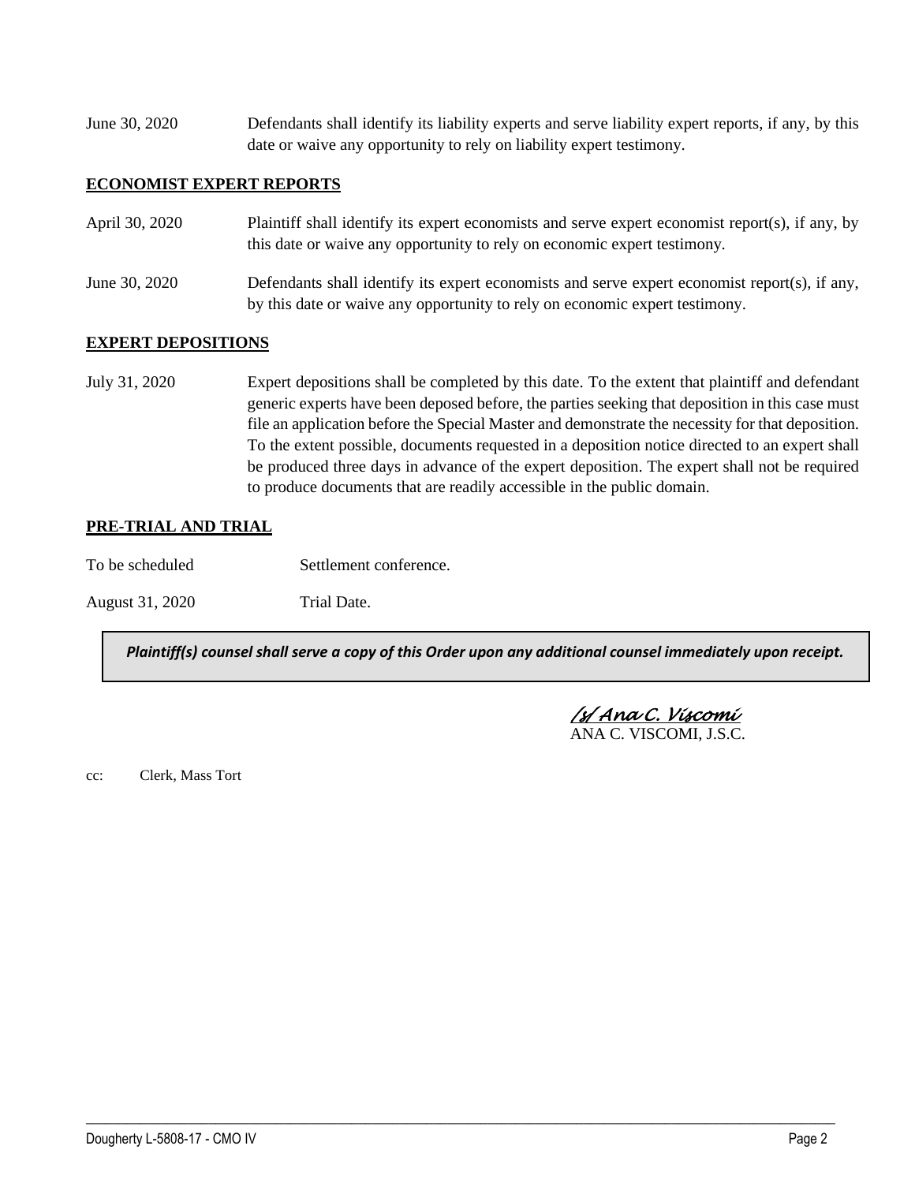| | |
|---|---|
| June 30, 2020 | Defendants shall identify its liability experts and serve liability expert reports, if any, by this date or waive any opportunity to rely on liability expert testimony. |

**ECONOMIST EXPERT REPORTS**

| | |
|---|---|
| April 30, 2020 | Plaintiff shall identify its expert economists and serve expert economist report(s), if any, by this date or waive any opportunity to rely on economic expert testimony. |
| June 30, 2020 | Defendants shall identify its expert economists and serve expert economist report(s), if any, by this date or waive any opportunity to rely on economic expert testimony. |

**EXPERT DEPOSITIONS**

| | |
|---|---|
| July 31, 2020 | Expert depositions shall be completed by this date. To the extent that plaintiff and defendant generic experts have been deposed before, the parties seeking that deposition in this case must file an application before the Special Master and demonstrate the necessity for that deposition. To the extent possible, documents requested in a deposition notice directed to an expert shall be produced three days in advance of the expert deposition. The expert shall not be required to produce documents that are readily accessible in the public domain. |

**PRE-TRIAL AND TRIAL**

| | |
|---|---|
| To be scheduled | Settlement conference. |
| August 31, 2020 | Trial Date. |

***Plaintiff(s) counsel shall serve a copy of this Order upon any additional counsel immediately upon receipt.***

/s/ Ana C. Viscomi
ANA C. VISCOMI, J.S.C.

cc: Clerk, Mass Tort